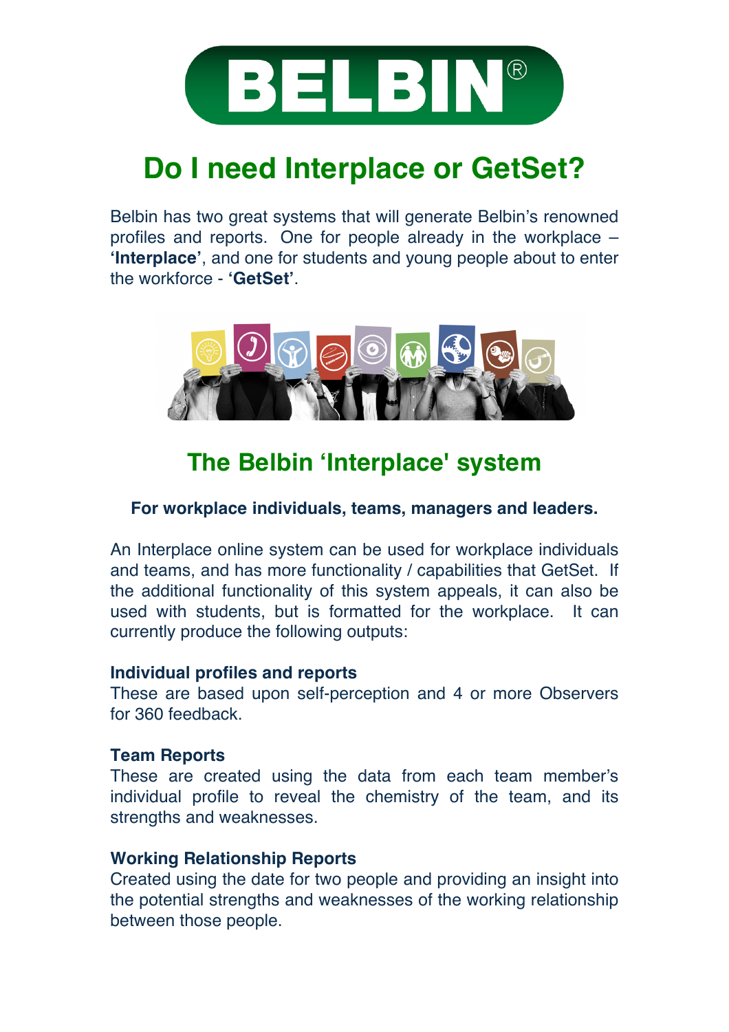# Do I need Interplace or GetSet?

Belbin has two great systems that will generate Belbin's renowned profiles and reports. One for people already in the workplace – **'Interplace'**, and one for students and young people about to enter the workforce - **'GetSet'**.

## The Belbin 'Interplace' system

**For workplace individuals, teams, managers and leaders.**

An Interplace online system can be used for workplace individuals and teams, and has more functionality / capabilities that GetSet. If the additional functionality of this system appeals, it can also be used with students, but is formatted for the workplace. It can currently produce the following outputs:

**Individual profiles and reports**
These are based upon self-perception and 4 or more Observers for 360 feedback.

**Team Reports**
These are created using the data from each team member's individual profile to reveal the chemistry of the team, and its strengths and weaknesses.

**Working Relationship Reports**
Created using the date for two people and providing an insight into the potential strengths and weaknesses of the working relationship between those people.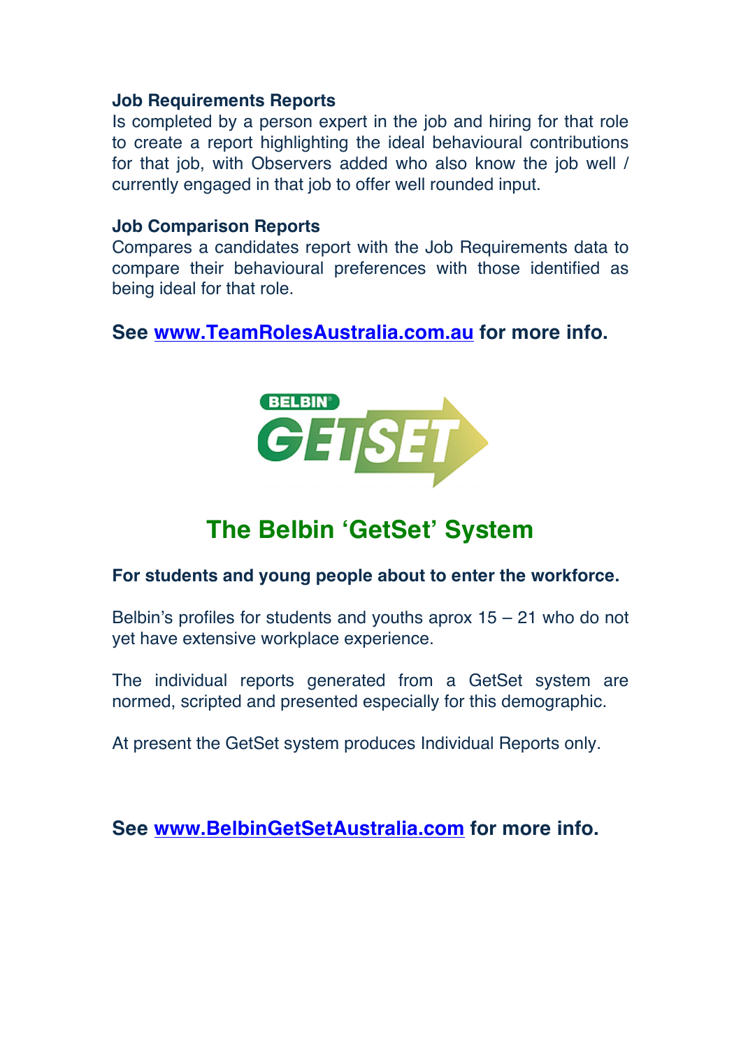**Job Requirements Reports**

Is completed by a person expert in the job and hiring for that role to create a report highlighting the ideal behavioural contributions for that job, with Observers added who also know the job well / currently engaged in that job to offer well rounded input.

**Job Comparison Reports**

Compares a candidates report with the Job Requirements data to compare their behavioural preferences with those identified as being ideal for that role.

**See [www.TeamRolesAustralia.com.au](http://www.TeamRolesAustralia.com.au) for more info.**

## The Belbin 'GetSet' System

**For students and young people about to enter the workforce.**

Belbin's profiles for students and youths aprox 15 – 21 who do not yet have extensive workplace experience.

The individual reports generated from a GetSet system are normed, scripted and presented especially for this demographic.

At present the GetSet system produces Individual Reports only.

**See [www.BelbinGetSetAustralia.com](http://www.BelbinGetSetAustralia.com) for more info.**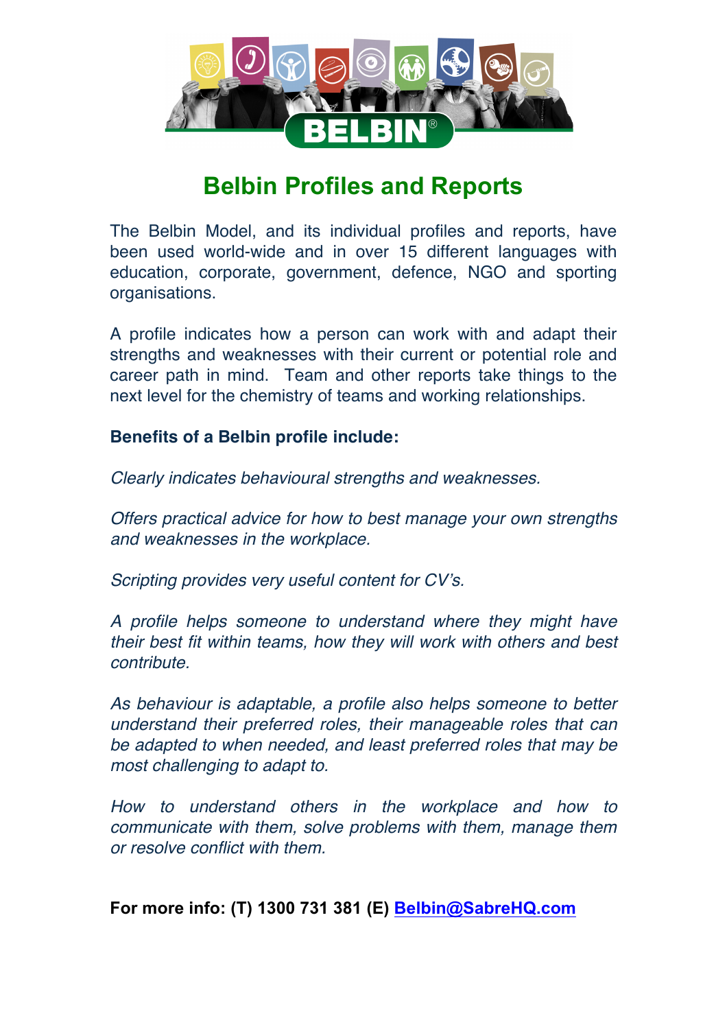# Belbin Profiles and Reports

The Belbin Model, and its individual profiles and reports, have been used world-wide and in over 15 different languages with education, corporate, government, defence, NGO and sporting organisations.

A profile indicates how a person can work with and adapt their strengths and weaknesses with their current or potential role and career path in mind. Team and other reports take things to the next level for the chemistry of teams and working relationships.

**Benefits of a Belbin profile include:**

*Clearly indicates behavioural strengths and weaknesses.*

*Offers practical advice for how to best manage your own strengths and weaknesses in the workplace.*

*Scripting provides very useful content for CV's.*

*A profile helps someone to understand where they might have their best fit within teams, how they will work with others and best contribute.*

*As behaviour is adaptable, a profile also helps someone to better understand their preferred roles, their manageable roles that can be adapted to when needed, and least preferred roles that may be most challenging to adapt to.*

*How to understand others in the workplace and how to communicate with them, solve problems with them, manage them or resolve conflict with them.*

**For more info: (T) 1300 731 381 (E) Belbin@SabreHQ.com**